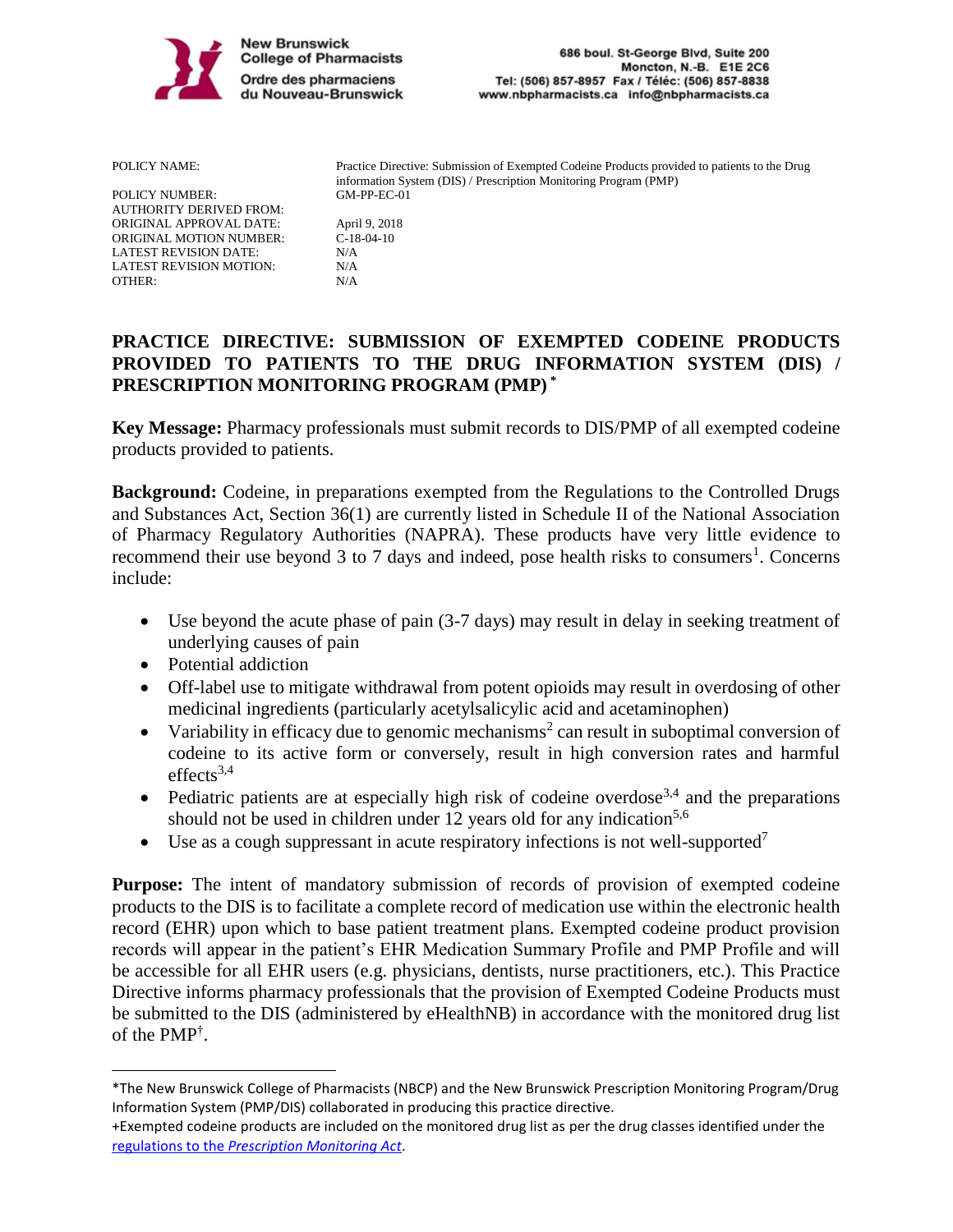New Brunswick College of Pharmacists
Ordre des pharmaciens du Nouveau-Brunswick

686 boul. St-George Blvd, Suite 200
Moncton, N.-B. E1E 2C6
Tel: (506) 857-8957 Fax / Téléc: (506) 857-8838
www.nbpharmacists.ca info@nbpharmacists.ca

| | |
|---|---|
| POLICY NAME: | Practice Directive: Submission of Exempted Codeine Products provided to patients to the Drug information System (DIS) / Prescription Monitoring Program (PMP) |
| POLICY NUMBER: | GM-PP-EC-01 |
| AUTHORITY DERIVED FROM: | |
| ORIGINAL APPROVAL DATE: | April 9, 2018 |
| ORIGINAL MOTION NUMBER: | C-18-04-10 |
| LATEST REVISION DATE: | N/A |
| LATEST REVISION MOTION: | N/A |
| OTHER: | N/A |

# PRACTICE DIRECTIVE: SUBMISSION OF EXEMPTED CODEINE PRODUCTS PROVIDED TO PATIENTS TO THE DRUG INFORMATION SYSTEM (DIS) / PRESCRIPTION MONITORING PROGRAM (PMP) *

**Key Message:** Pharmacy professionals must submit records to DIS/PMP of all exempted codeine products provided to patients.

**Background:** Codeine, in preparations exempted from the Regulations to the Controlled Drugs and Substances Act, Section 36(1) are currently listed in Schedule II of the National Association of Pharmacy Regulatory Authorities (NAPRA). These products have very little evidence to recommend their use beyond 3 to 7 days and indeed, pose health risks to consumers[1]. Concerns include:

- Use beyond the acute phase of pain (3-7 days) may result in delay in seeking treatment of underlying causes of pain
- Potential addiction
- Off-label use to mitigate withdrawal from potent opioids may result in overdosing of other medicinal ingredients (particularly acetylsalicylic acid and acetaminophen)
- Variability in efficacy due to genomic mechanisms[2] can result in suboptimal conversion of codeine to its active form or conversely, result in high conversion rates and harmful effects[3,4]
- Pediatric patients are at especially high risk of codeine overdose[3,4] and the preparations should not be used in children under 12 years old for any indication[5,6]
- Use as a cough suppressant in acute respiratory infections is not well-supported[7]

**Purpose:** The intent of mandatory submission of records of provision of exempted codeine products to the DIS is to facilitate a complete record of medication use within the electronic health record (EHR) upon which to base patient treatment plans. Exempted codeine product provision records will appear in the patient's EHR Medication Summary Profile and PMP Profile and will be accessible for all EHR users (e.g. physicians, dentists, nurse practitioners, etc.). This Practice Directive informs pharmacy professionals that the provision of Exempted Codeine Products must be submitted to the DIS (administered by eHealthNB) in accordance with the monitored drug list of the PMP†.

---

*The New Brunswick College of Pharmacists (NBCP) and the New Brunswick Prescription Monitoring Program/Drug Information System (PMP/DIS) collaborated in producing this practice directive.

+Exempted codeine products are included on the monitored drug list as per the drug classes identified under the regulations to the *Prescription Monitoring Act*.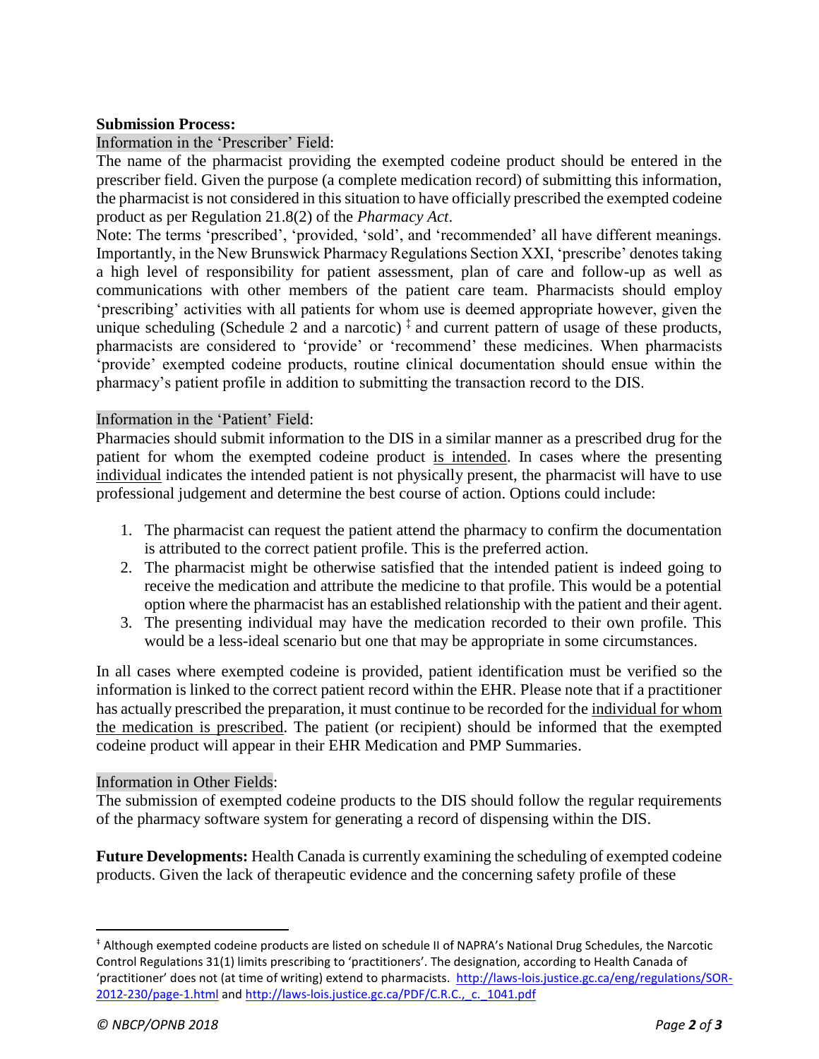**Submission Process:**

Information in the 'Prescriber' Field:

The name of the pharmacist providing the exempted codeine product should be entered in the prescriber field. Given the purpose (a complete medication record) of submitting this information, the pharmacist is not considered in this situation to have officially prescribed the exempted codeine product as per Regulation 21.8(2) of the *Pharmacy Act*.

Note: The terms 'prescribed', 'provided', 'sold', and 'recommended' all have different meanings. Importantly, in the New Brunswick Pharmacy Regulations Section XXI, 'prescribe' denotes taking a high level of responsibility for patient assessment, plan of care and follow-up as well as communications with other members of the patient care team. Pharmacists should employ 'prescribing' activities with all patients for whom use is deemed appropriate however, given the unique scheduling (Schedule 2 and a narcotic) [‡] and current pattern of usage of these products, pharmacists are considered to 'provide' or 'recommend' these medicines. When pharmacists 'provide' exempted codeine products, routine clinical documentation should ensue within the pharmacy's patient profile in addition to submitting the transaction record to the DIS.

Information in the 'Patient' Field:

Pharmacies should submit information to the DIS in a similar manner as a prescribed drug for the patient for whom the exempted codeine product is intended. In cases where the presenting individual indicates the intended patient is not physically present, the pharmacist will have to use professional judgement and determine the best course of action. Options could include:

1. The pharmacist can request the patient attend the pharmacy to confirm the documentation is attributed to the correct patient profile. This is the preferred action.
2. The pharmacist might be otherwise satisfied that the intended patient is indeed going to receive the medication and attribute the medicine to that profile. This would be a potential option where the pharmacist has an established relationship with the patient and their agent.
3. The presenting individual may have the medication recorded to their own profile. This would be a less-ideal scenario but one that may be appropriate in some circumstances.

In all cases where exempted codeine is provided, patient identification must be verified so the information is linked to the correct patient record within the EHR. Please note that if a practitioner has actually prescribed the preparation, it must continue to be recorded for the individual for whom the medication is prescribed. The patient (or recipient) should be informed that the exempted codeine product will appear in their EHR Medication and PMP Summaries.

Information in Other Fields:

The submission of exempted codeine products to the DIS should follow the regular requirements of the pharmacy software system for generating a record of dispensing within the DIS.

**Future Developments:** Health Canada is currently examining the scheduling of exempted codeine products. Given the lack of therapeutic evidence and the concerning safety profile of these

---

[‡] Although exempted codeine products are listed on schedule II of NAPRA's National Drug Schedules, the Narcotic Control Regulations 31(1) limits prescribing to 'practitioners'. The designation, according to Health Canada of 'practitioner' does not (at time of writing) extend to pharmacists. http://laws-lois.justice.gc.ca/eng/regulations/SOR-2012-230/page-1.html and http://laws-lois.justice.gc.ca/PDF/C.R.C.,_c._1041.pdf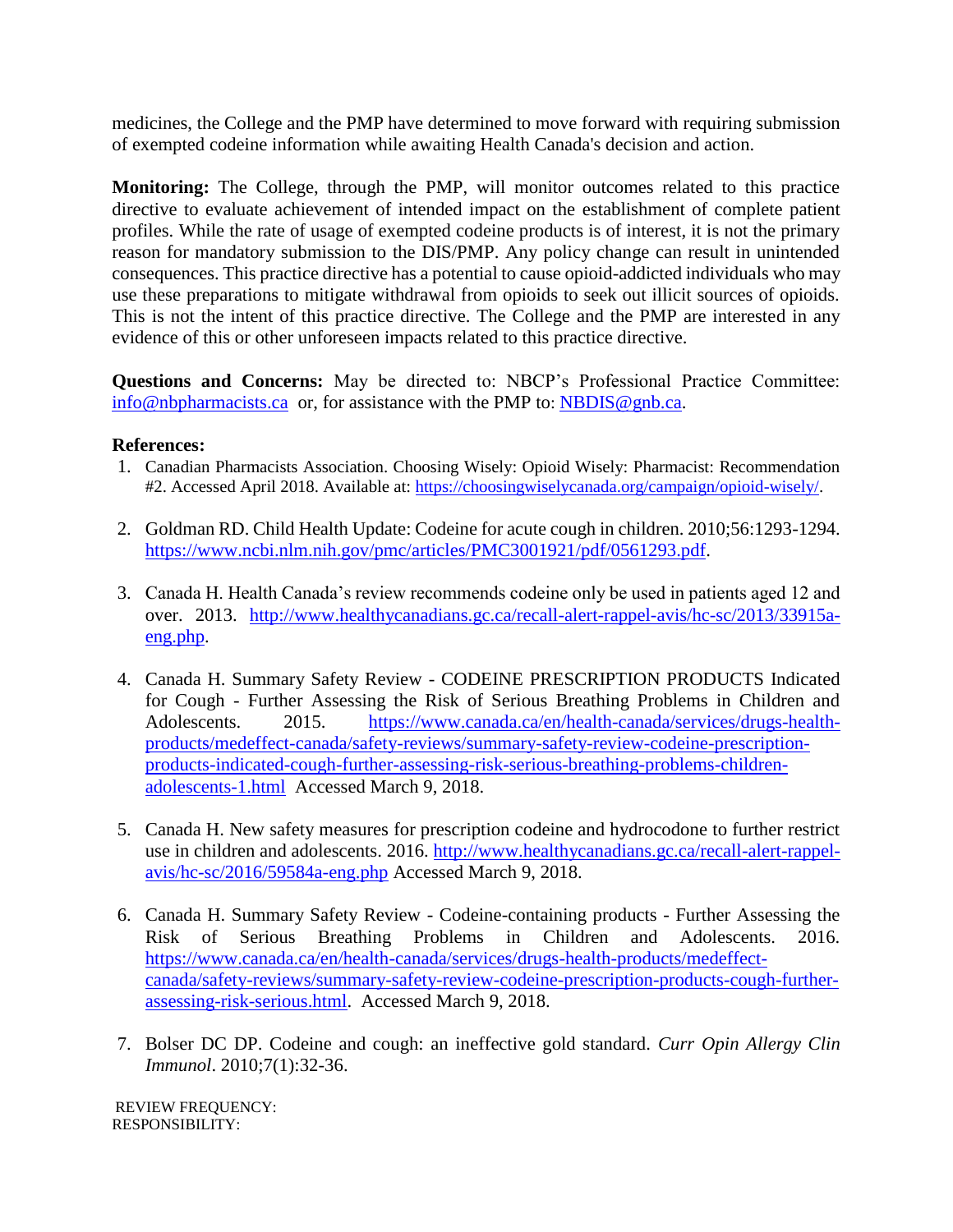medicines, the College and the PMP have determined to move forward with requiring submission of exempted codeine information while awaiting Health Canada's decision and action.

**Monitoring:** The College, through the PMP, will monitor outcomes related to this practice directive to evaluate achievement of intended impact on the establishment of complete patient profiles. While the rate of usage of exempted codeine products is of interest, it is not the primary reason for mandatory submission to the DIS/PMP. Any policy change can result in unintended consequences. This practice directive has a potential to cause opioid-addicted individuals who may use these preparations to mitigate withdrawal from opioids to seek out illicit sources of opioids. This is not the intent of this practice directive. The College and the PMP are interested in any evidence of this or other unforeseen impacts related to this practice directive.

**Questions and Concerns:** May be directed to: NBCP's Professional Practice Committee: info@nbpharmacists.ca or, for assistance with the PMP to: NBDIS@gnb.ca.

**References:**

1. Canadian Pharmacists Association. Choosing Wisely: Opioid Wisely: Pharmacist: Recommendation #2. Accessed April 2018. Available at: https://choosingwiselycanada.org/campaign/opioid-wisely/.

2. Goldman RD. Child Health Update: Codeine for acute cough in children. 2010;56:1293-1294. https://www.ncbi.nlm.nih.gov/pmc/articles/PMC3001921/pdf/0561293.pdf.

3. Canada H. Health Canada's review recommends codeine only be used in patients aged 12 and over. 2013. http://www.healthycanadians.gc.ca/recall-alert-rappel-avis/hc-sc/2013/33915a-eng.php.

4. Canada H. Summary Safety Review - CODEINE PRESCRIPTION PRODUCTS Indicated for Cough - Further Assessing the Risk of Serious Breathing Problems in Children and Adolescents. 2015. https://www.canada.ca/en/health-canada/services/drugs-health-products/medeffect-canada/safety-reviews/summary-safety-review-codeine-prescription-products-indicated-cough-further-assessing-risk-serious-breathing-problems-children-adolescents-1.html Accessed March 9, 2018.

5. Canada H. New safety measures for prescription codeine and hydrocodone to further restrict use in children and adolescents. 2016. http://www.healthycanadians.gc.ca/recall-alert-rappel-avis/hc-sc/2016/59584a-eng.php Accessed March 9, 2018.

6. Canada H. Summary Safety Review - Codeine-containing products - Further Assessing the Risk of Serious Breathing Problems in Children and Adolescents. 2016. https://www.canada.ca/en/health-canada/services/drugs-health-products/medeffect-canada/safety-reviews/summary-safety-review-codeine-prescription-products-cough-further-assessing-risk-serious.html. Accessed March 9, 2018.

7. Bolser DC DP. Codeine and cough: an ineffective gold standard. *Curr Opin Allergy Clin Immunol*. 2010;7(1):32-36.

REVIEW FREQUENCY:
RESPONSIBILITY: